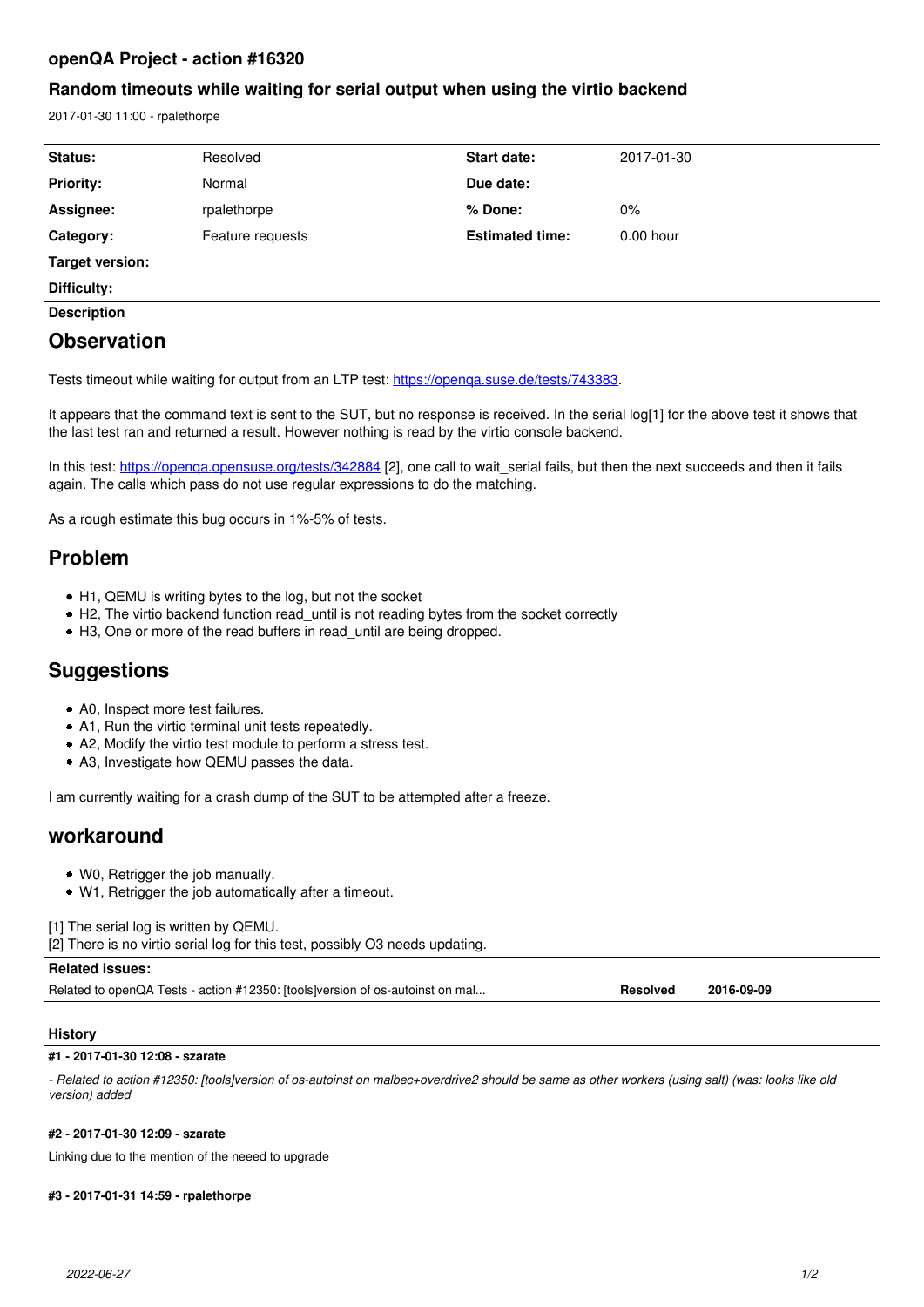# openQA Project - action #16320

## Random timeouts while waiting for serial output when using the virtio backend

2017-01-30 11:00 - rpalethorpe

| Status: | Resolved | Start date: | 2017-01-30 |
|---|---|---|---|
| Priority: | Normal | Due date: | |
| Assignee: | rpalethorpe | % Done: | 0% |
| Category: | Feature requests | Estimated time: | 0.00 hour |
| Target version: | | | |
| Difficulty: | | | |

**Description**

# Observation

Tests timeout while waiting for output from an LTP test: https://openqa.suse.de/tests/743383.

It appears that the command text is sent to the SUT, but no response is received. In the serial log[1] for the above test it shows that the last test ran and returned a result. However nothing is read by the virtio console backend.

In this test: https://openqa.opensuse.org/tests/342884 [2], one call to wait_serial fails, but then the next succeeds and then it fails again. The calls which pass do not use regular expressions to do the matching.

As a rough estimate this bug occurs in 1%-5% of tests.

# Problem

- H1, QEMU is writing bytes to the log, but not the socket
- H2, The virtio backend function read_until is not reading bytes from the socket correctly
- H3, One or more of the read buffers in read_until are being dropped.

# Suggestions

- A0, Inspect more test failures.
- A1, Run the virtio terminal unit tests repeatedly.
- A2, Modify the virtio test module to perform a stress test.
- A3, Investigate how QEMU passes the data.

I am currently waiting for a crash dump of the SUT to be attempted after a freeze.

# workaround

- W0, Retrigger the job manually.
- W1, Retrigger the job automatically after a timeout.

[1] The serial log is written by QEMU.
[2] There is no virtio serial log for this test, possibly O3 needs updating.

**Related issues:**

| | | |
|---|---|---|
| Related to openQA Tests - action #12350: [tools]version of os-autoinst on mal... | **Resolved** | **2016-09-09** |

**History**

**#1 - 2017-01-30 12:08 - szarate**

*- Related to action #12350: [tools]version of os-autoinst on malbec+overdrive2 should be same as other workers (using salt) (was: looks like old version) added*

**#2 - 2017-01-30 12:09 - szarate**

Linking due to the mention of the neeed to upgrade

**#3 - 2017-01-31 14:59 - rpalethorpe**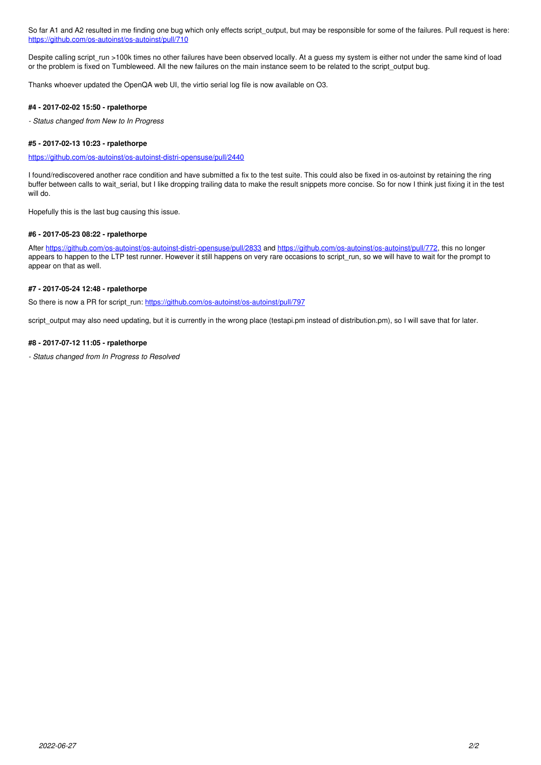So far A1 and A2 resulted in me finding one bug which only effects script_output, but may be responsible for some of the failures. Pull request is here: https://github.com/os-autoinst/os-autoinst/pull/710

Despite calling script_run >100k times no other failures have been observed locally. At a guess my system is either not under the same kind of load or the problem is fixed on Tumbleweed. All the new failures on the main instance seem to be related to the script_output bug.

Thanks whoever updated the OpenQA web UI, the virtio serial log file is now available on O3.

#### #4 - 2017-02-02 15:50 - rpalethorpe

*- Status changed from New to In Progress*

#### #5 - 2017-02-13 10:23 - rpalethorpe

https://github.com/os-autoinst/os-autoinst-distri-opensuse/pull/2440

I found/rediscovered another race condition and have submitted a fix to the test suite. This could also be fixed in os-autoinst by retaining the ring buffer between calls to wait_serial, but I like dropping trailing data to make the result snippets more concise. So for now I think just fixing it in the test will do.

Hopefully this is the last bug causing this issue.

#### #6 - 2017-05-23 08:22 - rpalethorpe

After https://github.com/os-autoinst/os-autoinst-distri-opensuse/pull/2833 and https://github.com/os-autoinst/os-autoinst/pull/772, this no longer appears to happen to the LTP test runner. However it still happens on very rare occasions to script_run, so we will have to wait for the prompt to appear on that as well.

#### #7 - 2017-05-24 12:48 - rpalethorpe

So there is now a PR for script_run: https://github.com/os-autoinst/os-autoinst/pull/797

script_output may also need updating, but it is currently in the wrong place (testapi.pm instead of distribution.pm), so I will save that for later.

#### #8 - 2017-07-12 11:05 - rpalethorpe

*- Status changed from In Progress to Resolved*